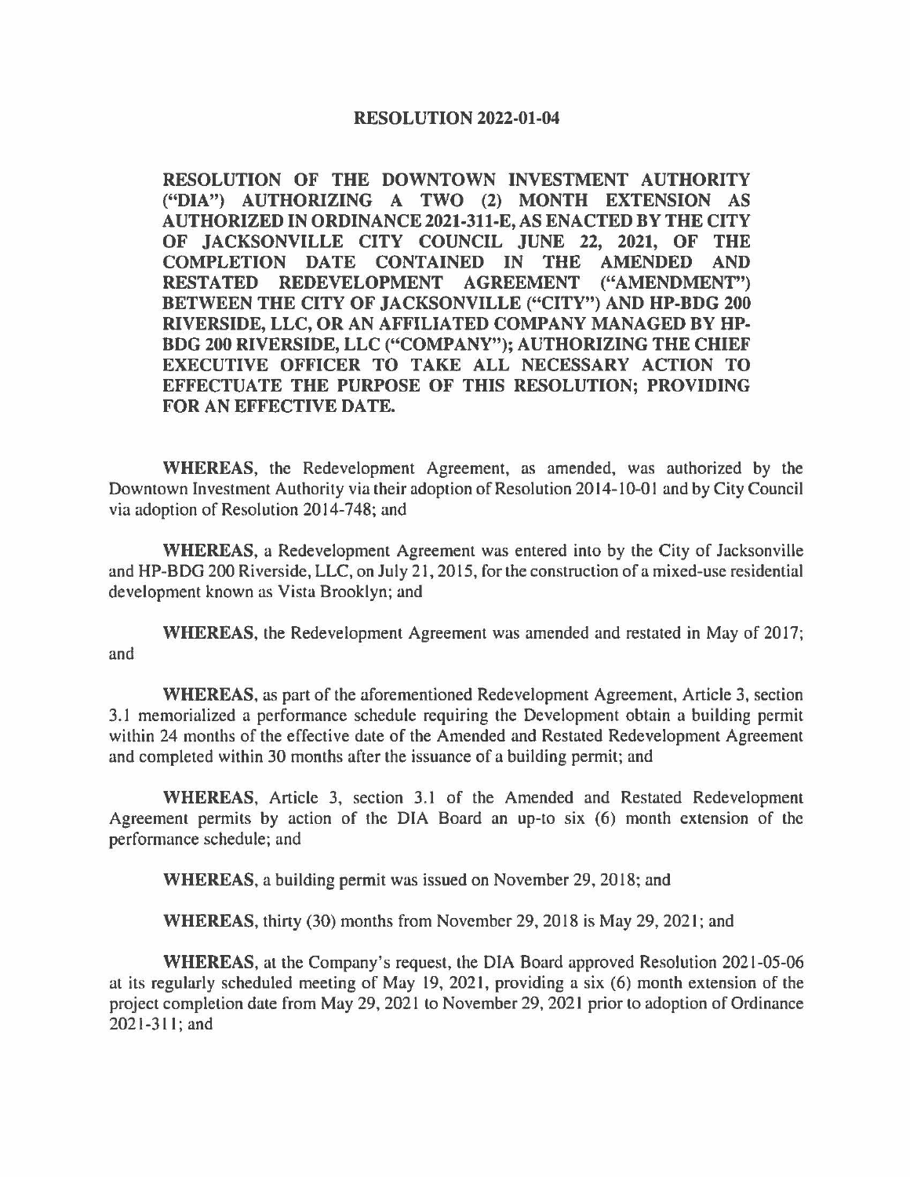# RESOLUTION 2022-01-04

**RESOLUTION OF THE DOWNTOWN INVESTMENT AUTHORITY ("DIA") AUTHORIZING A TWO (2) MONTH EXTENSION AS AUTHORIZED IN ORDINANCE 2021-311-E, AS ENACTED BY THE CITY OF JACKSONVILLE CITY COUNCIL JUNE 22, 2021, OF THE COMPLETION DATE CONTAINED IN THE AMENDED AND RESTATED REDEVELOPMENT AGREEMENT ("AMENDMENT") BETWEEN THE CITY OF JACKSONVILLE ("CITY") AND HP-BDG 200 RIVERSIDE, LLC, OR AN AFFILIATED COMPANY MANAGED BY HP-BDG 200 RIVERSIDE, LLC ("COMPANY"); AUTHORIZING THE CHIEF EXECUTIVE OFFICER TO TAKE ALL NECESSARY ACTION TO EFFECTUATE THE PURPOSE OF THIS RESOLUTION; PROVIDING FOR AN EFFECTIVE DATE.**

**WHEREAS**, the Redevelopment Agreement, as amended, was authorized by the Downtown Investment Authority via their adoption of Resolution 2014-10-01 and by City Council via adoption of Resolution 2014-748; and

**WHEREAS**, a Redevelopment Agreement was entered into by the City of Jacksonville and HP-BDG 200 Riverside, LLC, on July 21, 2015, for the construction of a mixed-use residential development known as Vista Brooklyn; and

**WHEREAS**, the Redevelopment Agreement was amended and restated in May of 2017; and

**WHEREAS**, as part of the aforementioned Redevelopment Agreement, Article 3, section 3.1 memorialized a performance schedule requiring the Development obtain a building permit within 24 months of the effective date of the Amended and Restated Redevelopment Agreement and completed within 30 months after the issuance of a building permit; and

**WHEREAS**, Article 3, section 3.1 of the Amended and Restated Redevelopment Agreement permits by action of the DIA Board an up-to six (6) month extension of the performance schedule; and

**WHEREAS**, a building permit was issued on November 29, 2018; and

**WHEREAS**, thirty (30) months from November 29, 2018 is May 29, 2021; and

**WHEREAS**, at the Company's request, the DIA Board approved Resolution 2021-05-06 at its regularly scheduled meeting of May 19, 2021, providing a six (6) month extension of the project completion date from May 29, 2021 to November 29, 2021 prior to adoption of Ordinance 2021-311; and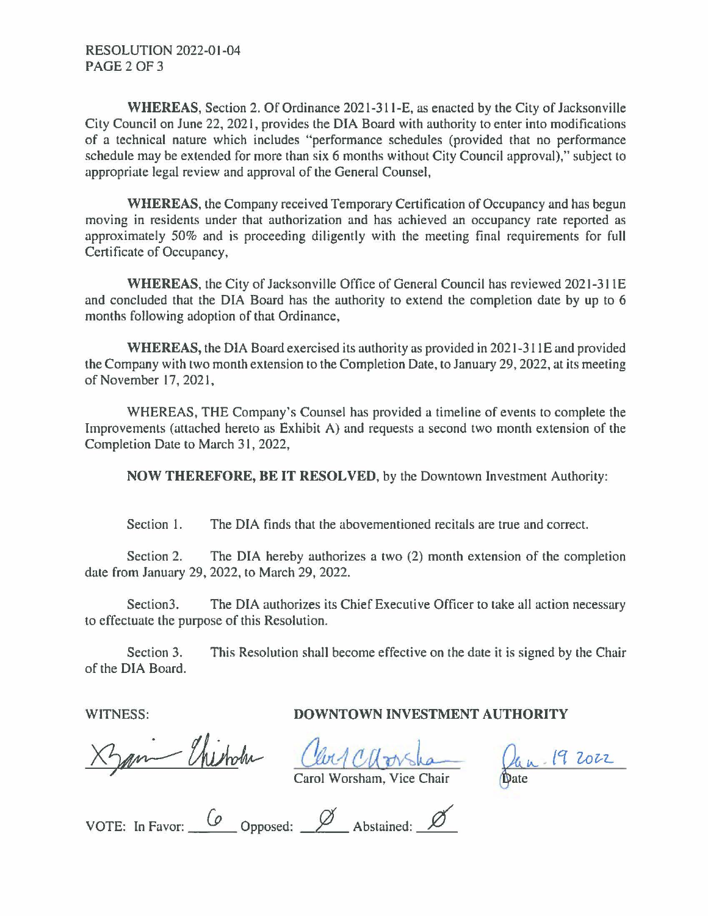**WHEREAS**, Section 2. Of Ordinance 2021-311-E, as enacted by the City of Jacksonville City Council on June 22, 2021, provides the DIA Board with authority to enter into modifications of a technical nature which includes "performance schedules (provided that no performance schedule may be extended for more than six 6 months without City Council approval)," subject to appropriate legal review and approval of the General Counsel,

**WHEREAS**, the Company received Temporary Certification of Occupancy and has begun moving in residents under that authorization and has achieved an occupancy rate reported as approximately 50% and is proceeding diligently with the meeting final requirements for full Certificate of Occupancy,

**WHEREAS**, the City of Jacksonville Office of General Council has reviewed 2021-311E and concluded that the DIA Board has the authority to extend the completion date by up to 6 months following adoption of that Ordinance,

**WHEREAS,** the DIA Board exercised its authority as provided in 2021-311E and provided the Company with two month extension to the Completion Date, to January 29, 2022, at its meeting of November 17, 2021,

WHEREAS, THE Company's Counsel has provided a timeline of events to complete the Improvements (attached hereto as Exhibit A) and requests a second two month extension of the Completion Date to March 31, 2022,

**NOW THEREFORE, BE IT RESOLVED**, by the Downtown Investment Authority:

Section 1. The DIA finds that the abovementioned recitals are true and correct.

Section 2. The DIA hereby authorizes a two (2) month extension of the completion date from January 29, 2022, to March 29, 2022.

Section3. The DIA authorizes its Chief Executive Officer to take all action necessary to effectuate the purpose of this Resolution.

Section 3. This Resolution shall become effective on the date it is signed by the Chair of the DIA Board.

WITNESS: **DOWNTOWN INVESTMENT AUTHORITY**

[Signature] [Signature] Jan. 19 2022

Carol Worsham, Vice Chair Date

VOTE: In Favor: 6 Opposed: Ø Abstained: Ø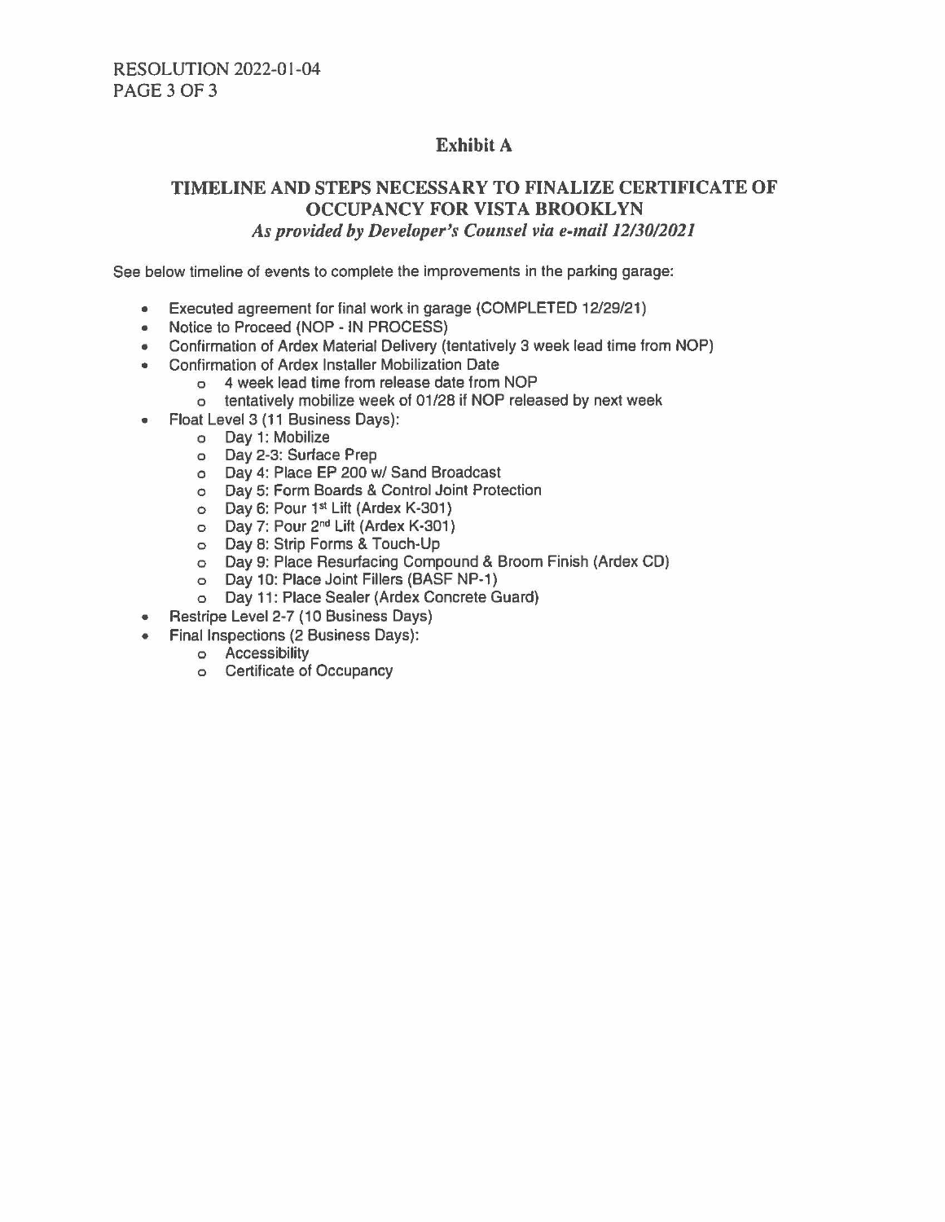## Exhibit A

### TIMELINE AND STEPS NECESSARY TO FINALIZE CERTIFICATE OF OCCUPANCY FOR VISTA BROOKLYN

*As provided by Developer's Counsel via e-mail 12/30/2021*

See below timeline of events to complete the improvements in the parking garage:

- Executed agreement for final work in garage (COMPLETED 12/29/21)
- Notice to Proceed (NOP - IN PROCESS)
- Confirmation of Ardex Material Delivery (tentatively 3 week lead time from NOP)
- Confirmation of Ardex Installer Mobilization Date
  - 4 week lead time from release date from NOP
  - tentatively mobilize week of 01/28 if NOP released by next week
- Float Level 3 (11 Business Days):
  - Day 1: Mobilize
  - Day 2-3: Surface Prep
  - Day 4: Place EP 200 w/ Sand Broadcast
  - Day 5: Form Boards & Control Joint Protection
  - Day 6: Pour 1st Lift (Ardex K-301)
  - Day 7: Pour 2nd Lift (Ardex K-301)
  - Day 8: Strip Forms & Touch-Up
  - Day 9: Place Resurfacing Compound & Broom Finish (Ardex CD)
  - Day 10: Place Joint Fillers (BASF NP-1)
  - Day 11: Place Sealer (Ardex Concrete Guard)
- Restripe Level 2-7 (10 Business Days)
- Final Inspections (2 Business Days):
  - Accessibility
  - Certificate of Occupancy